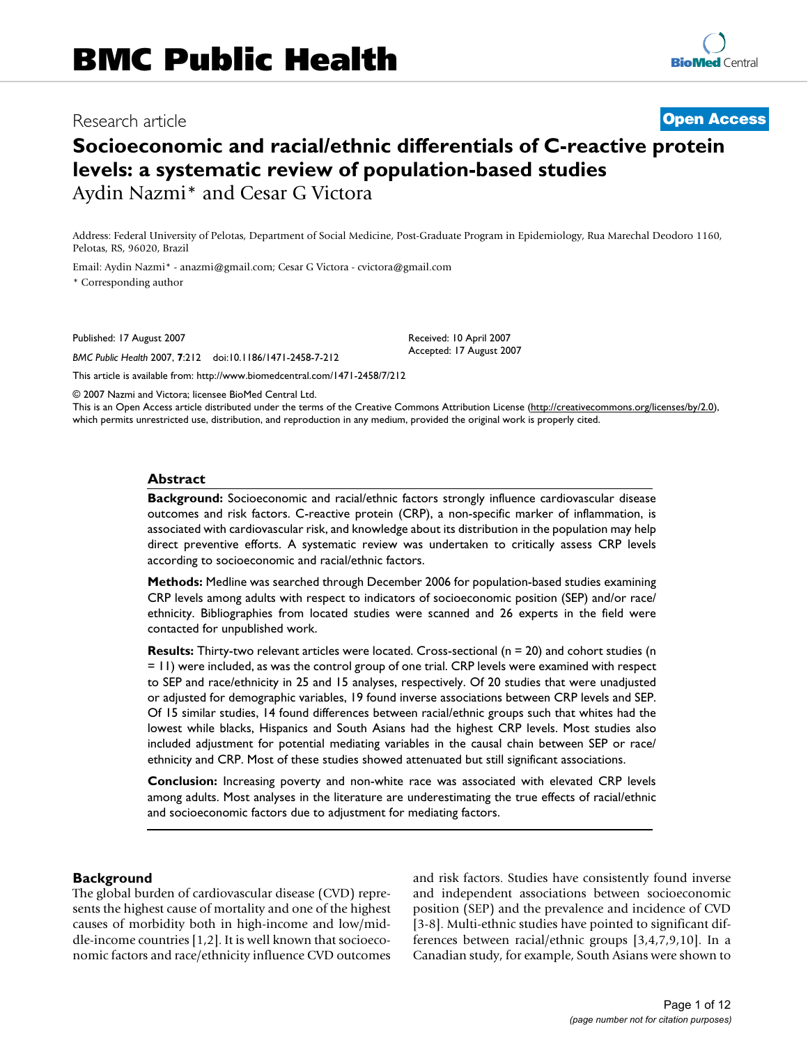# BMC Public Health

Research article

**Open Access**

# Socioeconomic and racial/ethnic differentials of C-reactive protein levels: a systematic review of population-based studies

Aydin Nazmi* and Cesar G Victora

Address: Federal University of Pelotas, Department of Social Medicine, Post-Graduate Program in Epidemiology, Rua Marechal Deodoro 1160, Pelotas, RS, 96020, Brazil

Email: Aydin Nazmi* - anazmi@gmail.com; Cesar G Victora - cvictora@gmail.com

* Corresponding author

Published: 17 August 2007

*BMC Public Health* 2007, **7**:212 doi:10.1186/1471-2458-7-212

Received: 10 April 2007
Accepted: 17 August 2007

This article is available from: http://www.biomedcentral.com/1471-2458/7/212

© 2007 Nazmi and Victora; licensee BioMed Central Ltd.
This is an Open Access article distributed under the terms of the Creative Commons Attribution License (http://creativecommons.org/licenses/by/2.0), which permits unrestricted use, distribution, and reproduction in any medium, provided the original work is properly cited.

## Abstract

**Background:** Socioeconomic and racial/ethnic factors strongly influence cardiovascular disease outcomes and risk factors. C-reactive protein (CRP), a non-specific marker of inflammation, is associated with cardiovascular risk, and knowledge about its distribution in the population may help direct preventive efforts. A systematic review was undertaken to critically assess CRP levels according to socioeconomic and racial/ethnic factors.

**Methods:** Medline was searched through December 2006 for population-based studies examining CRP levels among adults with respect to indicators of socioeconomic position (SEP) and/or race/ethnicity. Bibliographies from located studies were scanned and 26 experts in the field were contacted for unpublished work.

**Results:** Thirty-two relevant articles were located. Cross-sectional (n = 20) and cohort studies (n = 11) were included, as was the control group of one trial. CRP levels were examined with respect to SEP and race/ethnicity in 25 and 15 analyses, respectively. Of 20 studies that were unadjusted or adjusted for demographic variables, 19 found inverse associations between CRP levels and SEP. Of 15 similar studies, 14 found differences between racial/ethnic groups such that whites had the lowest while blacks, Hispanics and South Asians had the highest CRP levels. Most studies also included adjustment for potential mediating variables in the causal chain between SEP or race/ethnicity and CRP. Most of these studies showed attenuated but still significant associations.

**Conclusion:** Increasing poverty and non-white race was associated with elevated CRP levels among adults. Most analyses in the literature are underestimating the true effects of racial/ethnic and socioeconomic factors due to adjustment for mediating factors.

## Background

The global burden of cardiovascular disease (CVD) represents the highest cause of mortality and one of the highest causes of morbidity both in high-income and low/middle-income countries [1,2]. It is well known that socioeconomic factors and race/ethnicity influence CVD outcomes and risk factors. Studies have consistently found inverse and independent associations between socioeconomic position (SEP) and the prevalence and incidence of CVD [3-8]. Multi-ethnic studies have pointed to significant differences between racial/ethnic groups [3,4,7,9,10]. In a Canadian study, for example, South Asians were shown to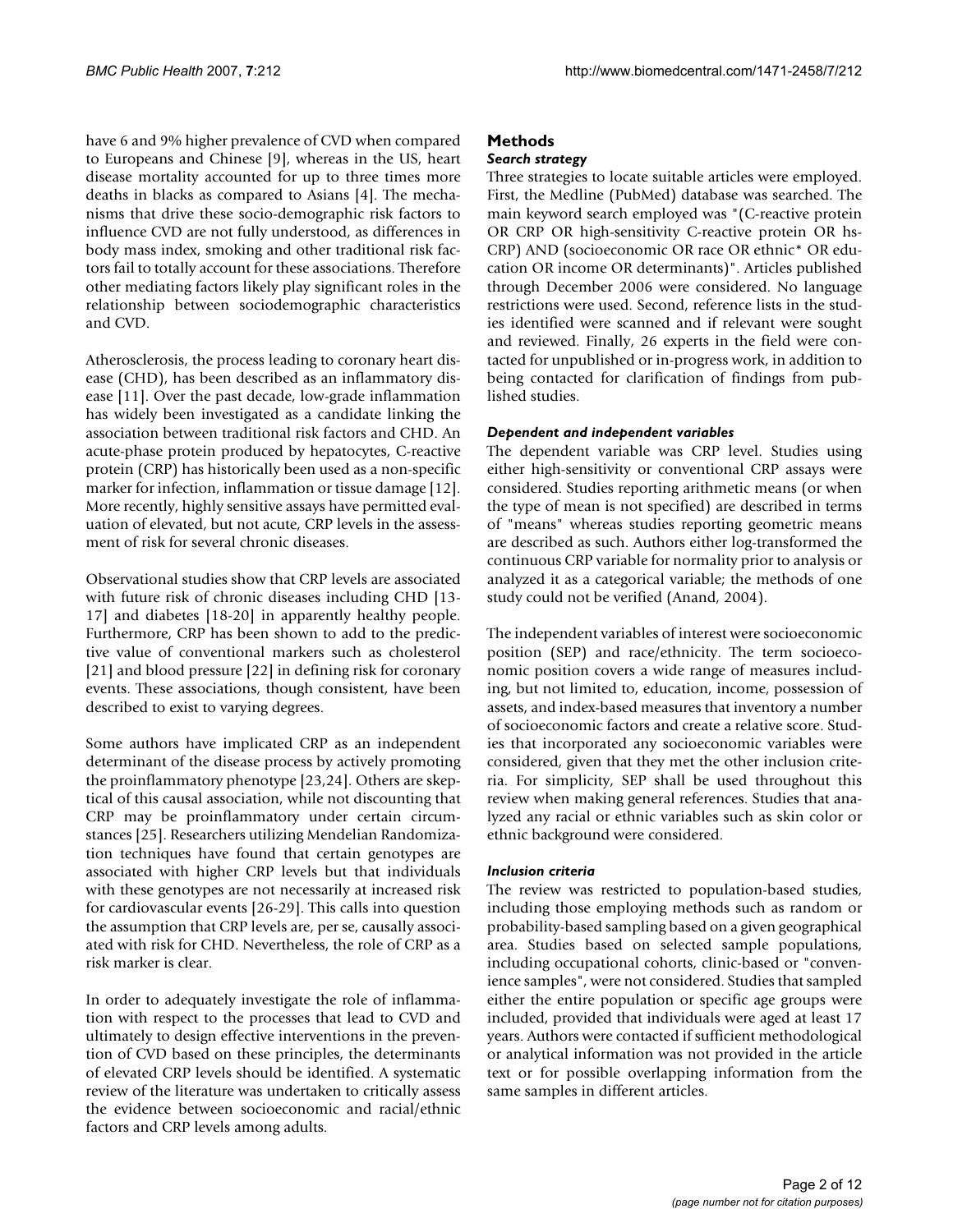have 6 and 9% higher prevalence of CVD when compared to Europeans and Chinese [9], whereas in the US, heart disease mortality accounted for up to three times more deaths in blacks as compared to Asians [4]. The mechanisms that drive these socio-demographic risk factors to influence CVD are not fully understood, as differences in body mass index, smoking and other traditional risk factors fail to totally account for these associations. Therefore other mediating factors likely play significant roles in the relationship between sociodemographic characteristics and CVD.

Atherosclerosis, the process leading to coronary heart disease (CHD), has been described as an inflammatory disease [11]. Over the past decade, low-grade inflammation has widely been investigated as a candidate linking the association between traditional risk factors and CHD. An acute-phase protein produced by hepatocytes, C-reactive protein (CRP) has historically been used as a non-specific marker for infection, inflammation or tissue damage [12]. More recently, highly sensitive assays have permitted evaluation of elevated, but not acute, CRP levels in the assessment of risk for several chronic diseases.

Observational studies show that CRP levels are associated with future risk of chronic diseases including CHD [13-17] and diabetes [18-20] in apparently healthy people. Furthermore, CRP has been shown to add to the predictive value of conventional markers such as cholesterol [21] and blood pressure [22] in defining risk for coronary events. These associations, though consistent, have been described to exist to varying degrees.

Some authors have implicated CRP as an independent determinant of the disease process by actively promoting the proinflammatory phenotype [23,24]. Others are skeptical of this causal association, while not discounting that CRP may be proinflammatory under certain circumstances [25]. Researchers utilizing Mendelian Randomization techniques have found that certain genotypes are associated with higher CRP levels but that individuals with these genotypes are not necessarily at increased risk for cardiovascular events [26-29]. This calls into question the assumption that CRP levels are, per se, causally associated with risk for CHD. Nevertheless, the role of CRP as a risk marker is clear.

In order to adequately investigate the role of inflammation with respect to the processes that lead to CVD and ultimately to design effective interventions in the prevention of CVD based on these principles, the determinants of elevated CRP levels should be identified. A systematic review of the literature was undertaken to critically assess the evidence between socioeconomic and racial/ethnic factors and CRP levels among adults.

## Methods

### *Search strategy*

Three strategies to locate suitable articles were employed. First, the Medline (PubMed) database was searched. The main keyword search employed was "(C-reactive protein OR CRP OR high-sensitivity C-reactive protein OR hs-CRP) AND (socioeconomic OR race OR ethnic* OR education OR income OR determinants)". Articles published through December 2006 were considered. No language restrictions were used. Second, reference lists in the studies identified were scanned and if relevant were sought and reviewed. Finally, 26 experts in the field were contacted for unpublished or in-progress work, in addition to being contacted for clarification of findings from published studies.

### *Dependent and independent variables*

The dependent variable was CRP level. Studies using either high-sensitivity or conventional CRP assays were considered. Studies reporting arithmetic means (or when the type of mean is not specified) are described in terms of "means" whereas studies reporting geometric means are described as such. Authors either log-transformed the continuous CRP variable for normality prior to analysis or analyzed it as a categorical variable; the methods of one study could not be verified (Anand, 2004).

The independent variables of interest were socioeconomic position (SEP) and race/ethnicity. The term socioeconomic position covers a wide range of measures including, but not limited to, education, income, possession of assets, and index-based measures that inventory a number of socioeconomic factors and create a relative score. Studies that incorporated any socioeconomic variables were considered, given that they met the other inclusion criteria. For simplicity, SEP shall be used throughout this review when making general references. Studies that analyzed any racial or ethnic variables such as skin color or ethnic background were considered.

### *Inclusion criteria*

The review was restricted to population-based studies, including those employing methods such as random or probability-based sampling based on a given geographical area. Studies based on selected sample populations, including occupational cohorts, clinic-based or "convenience samples", were not considered. Studies that sampled either the entire population or specific age groups were included, provided that individuals were aged at least 17 years. Authors were contacted if sufficient methodological or analytical information was not provided in the article text or for possible overlapping information from the same samples in different articles.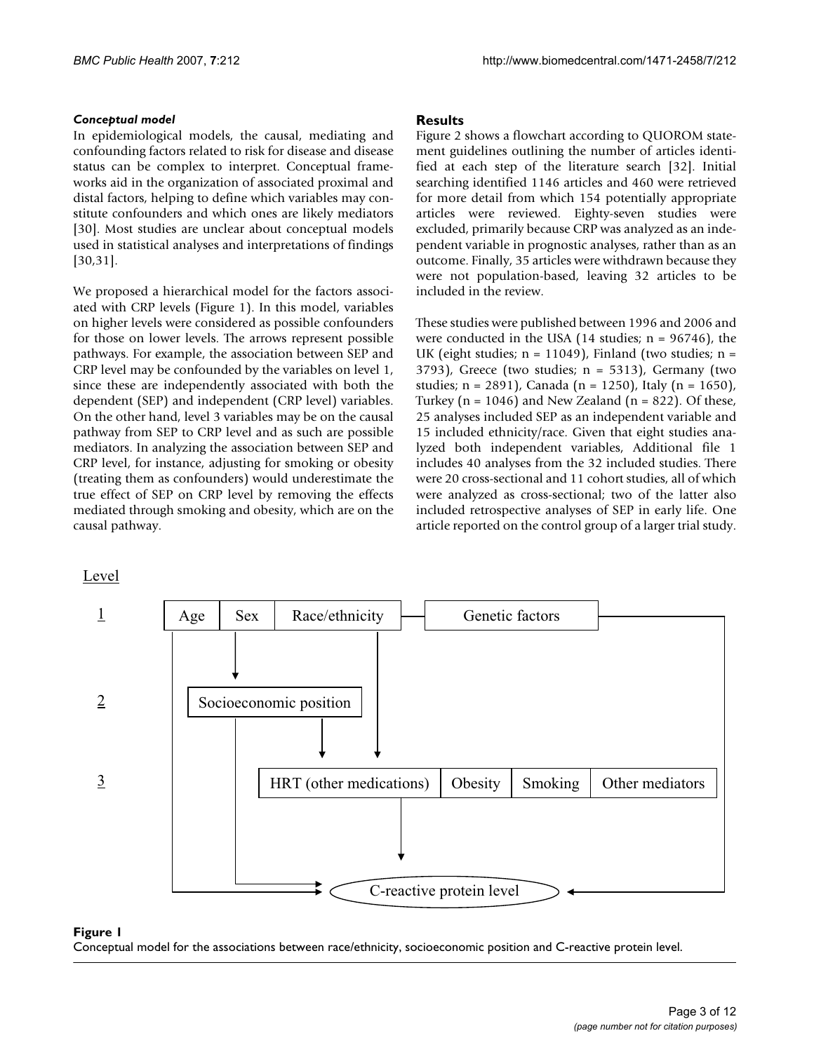### *Conceptual model*

In epidemiological models, the causal, mediating and confounding factors related to risk for disease and disease status can be complex to interpret. Conceptual frameworks aid in the organization of associated proximal and distal factors, helping to define which variables may constitute confounders and which ones are likely mediators [30]. Most studies are unclear about conceptual models used in statistical analyses and interpretations of findings [30,31].

We proposed a hierarchical model for the factors associated with CRP levels (Figure 1). In this model, variables on higher levels were considered as possible confounders for those on lower levels. The arrows represent possible pathways. For example, the association between SEP and CRP level may be confounded by the variables on level 1, since these are independently associated with both the dependent (SEP) and independent (CRP level) variables. On the other hand, level 3 variables may be on the causal pathway from SEP to CRP level and as such are possible mediators. In analyzing the association between SEP and CRP level, for instance, adjusting for smoking or obesity (treating them as confounders) would underestimate the true effect of SEP on CRP level by removing the effects mediated through smoking and obesity, which are on the causal pathway.

## Results

Figure 2 shows a flowchart according to QUOROM statement guidelines outlining the number of articles identified at each step of the literature search [32]. Initial searching identified 1146 articles and 460 were retrieved for more detail from which 154 potentially appropriate articles were reviewed. Eighty-seven studies were excluded, primarily because CRP was analyzed as an independent variable in prognostic analyses, rather than as an outcome. Finally, 35 articles were withdrawn because they were not population-based, leaving 32 articles to be included in the review.

These studies were published between 1996 and 2006 and were conducted in the USA (14 studies; n = 96746), the UK (eight studies; n = 11049), Finland (two studies; n = 3793), Greece (two studies; n = 5313), Germany (two studies; n = 2891), Canada (n = 1250), Italy (n = 1650), Turkey (n = 1046) and New Zealand (n = 822). Of these, 25 analyses included SEP as an independent variable and 15 included ethnicity/race. Given that eight studies analyzed both independent variables, Additional file 1 includes 40 analyses from the 32 included studies. There were 20 cross-sectional and 11 cohort studies, all of which were analyzed as cross-sectional; two of the latter also included retrospective analyses of SEP in early life. One article reported on the control group of a larger trial study.

Level

1 — Age | Sex | Race/ethnicity — Genetic factors

2 — Socioeconomic position

3 — HRT (other medications) | Obesity | Smoking | Other mediators

C-reactive protein level

**Figure 1**
Conceptual model for the associations between race/ethnicity, socioeconomic position and C-reactive protein level.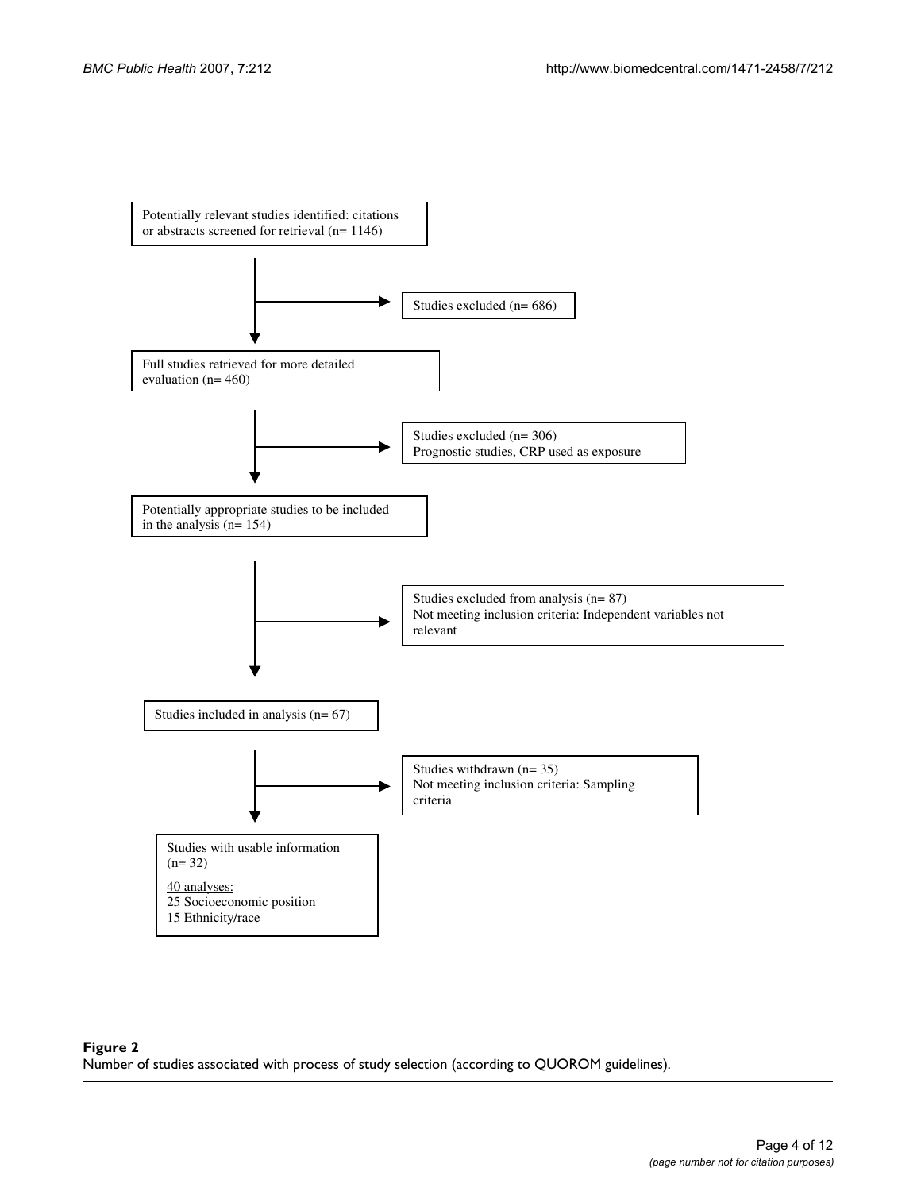Potentially relevant studies identified: citations or abstracts screened for retrieval (n= 1146)

Studies excluded (n= 686)

Full studies retrieved for more detailed evaluation (n= 460)

Studies excluded (n= 306)
Prognostic studies, CRP used as exposure

Potentially appropriate studies to be included in the analysis (n= 154)

Studies excluded from analysis (n= 87)
Not meeting inclusion criteria: Independent variables not relevant

Studies included in analysis (n= 67)

Studies withdrawn (n= 35)
Not meeting inclusion criteria: Sampling criteria

Studies with usable information (n= 32)

40 analyses:
25 Socioeconomic position
15 Ethnicity/race

**Figure 2**
Number of studies associated with process of study selection (according to QUOROM guidelines).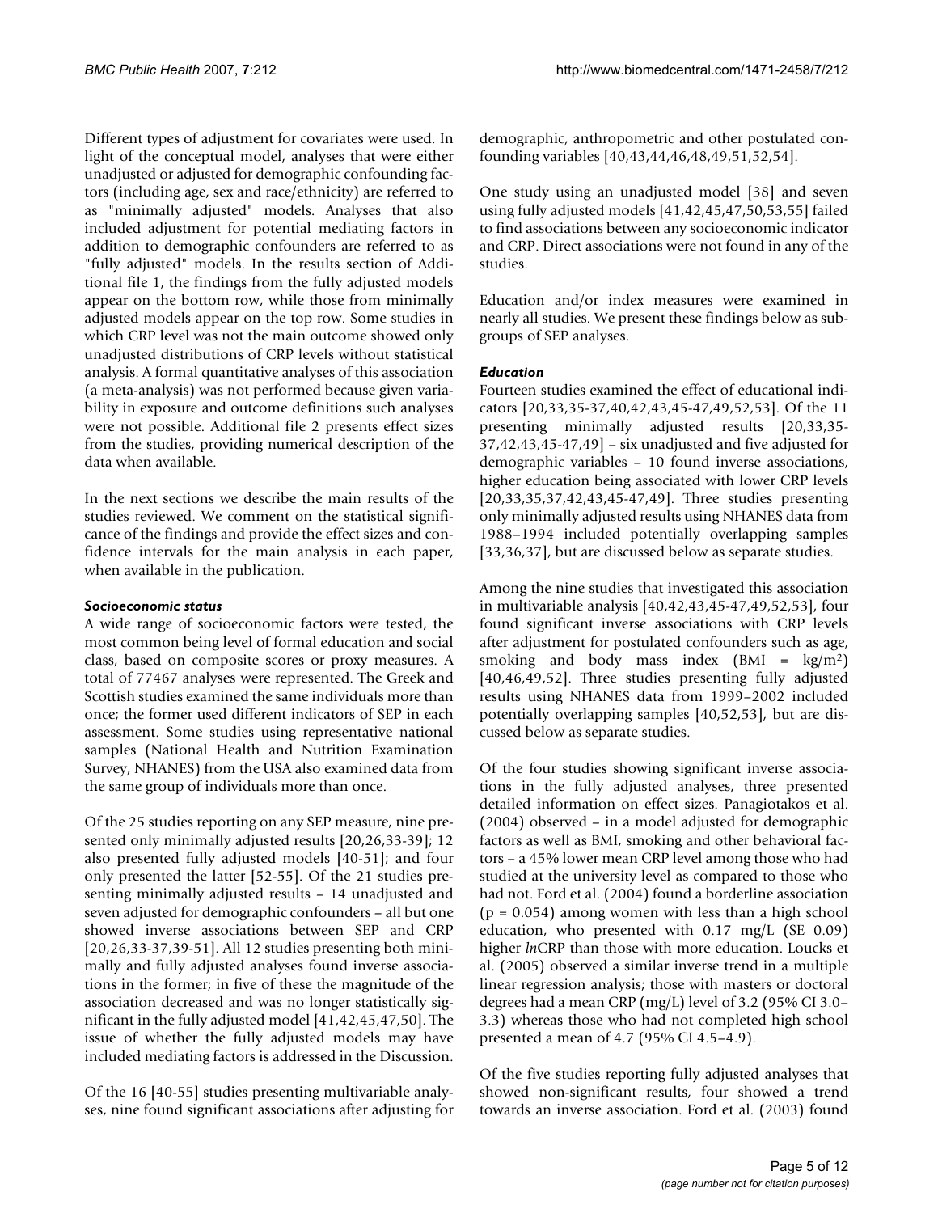Different types of adjustment for covariates were used. In light of the conceptual model, analyses that were either unadjusted or adjusted for demographic confounding factors (including age, sex and race/ethnicity) are referred to as "minimally adjusted" models. Analyses that also included adjustment for potential mediating factors in addition to demographic confounders are referred to as "fully adjusted" models. In the results section of Additional file 1, the findings from the fully adjusted models appear on the bottom row, while those from minimally adjusted models appear on the top row. Some studies in which CRP level was not the main outcome showed only unadjusted distributions of CRP levels without statistical analysis. A formal quantitative analyses of this association (a meta-analysis) was not performed because given variability in exposure and outcome definitions such analyses were not possible. Additional file 2 presents effect sizes from the studies, providing numerical description of the data when available.

In the next sections we describe the main results of the studies reviewed. We comment on the statistical significance of the findings and provide the effect sizes and confidence intervals for the main analysis in each paper, when available in the publication.

### *Socioeconomic status*

A wide range of socioeconomic factors were tested, the most common being level of formal education and social class, based on composite scores or proxy measures. A total of 77467 analyses were represented. The Greek and Scottish studies examined the same individuals more than once; the former used different indicators of SEP in each assessment. Some studies using representative national samples (National Health and Nutrition Examination Survey, NHANES) from the USA also examined data from the same group of individuals more than once.

Of the 25 studies reporting on any SEP measure, nine presented only minimally adjusted results [20,26,33-39]; 12 also presented fully adjusted models [40-51]; and four only presented the latter [52-55]. Of the 21 studies presenting minimally adjusted results – 14 unadjusted and seven adjusted for demographic confounders – all but one showed inverse associations between SEP and CRP [20,26,33-37,39-51]. All 12 studies presenting both minimally and fully adjusted analyses found inverse associations in the former; in five of these the magnitude of the association decreased and was no longer statistically significant in the fully adjusted model [41,42,45,47,50]. The issue of whether the fully adjusted models may have included mediating factors is addressed in the Discussion.

Of the 16 [40-55] studies presenting multivariable analyses, nine found significant associations after adjusting for demographic, anthropometric and other postulated confounding variables [40,43,44,46,48,49,51,52,54].

One study using an unadjusted model [38] and seven using fully adjusted models [41,42,45,47,50,53,55] failed to find associations between any socioeconomic indicator and CRP. Direct associations were not found in any of the studies.

Education and/or index measures were examined in nearly all studies. We present these findings below as subgroups of SEP analyses.

### *Education*

Fourteen studies examined the effect of educational indicators [20,33,35-37,40,42,43,45-47,49,52,53]. Of the 11 presenting minimally adjusted results [20,33,35-37,42,43,45-47,49] – six unadjusted and five adjusted for demographic variables – 10 found inverse associations, higher education being associated with lower CRP levels [20,33,35,37,42,43,45-47,49]. Three studies presenting only minimally adjusted results using NHANES data from 1988–1994 included potentially overlapping samples [33,36,37], but are discussed below as separate studies.

Among the nine studies that investigated this association in multivariable analysis [40,42,43,45-47,49,52,53], four found significant inverse associations with CRP levels after adjustment for postulated confounders such as age, smoking and body mass index (BMI = $kg/m^2$) [40,46,49,52]. Three studies presenting fully adjusted results using NHANES data from 1999–2002 included potentially overlapping samples [40,52,53], but are discussed below as separate studies.

Of the four studies showing significant inverse associations in the fully adjusted analyses, three presented detailed information on effect sizes. Panagiotakos et al. (2004) observed – in a model adjusted for demographic factors as well as BMI, smoking and other behavioral factors – a 45% lower mean CRP level among those who had studied at the university level as compared to those who had not. Ford et al. (2004) found a borderline association ($p = 0.054$) among women with less than a high school education, who presented with 0.17 mg/L (SE 0.09) higher *ln*CRP than those with more education. Loucks et al. (2005) observed a similar inverse trend in a multiple linear regression analysis; those with masters or doctoral degrees had a mean CRP (mg/L) level of 3.2 (95% CI 3.0–3.3) whereas those who had not completed high school presented a mean of 4.7 (95% CI 4.5–4.9).

Of the five studies reporting fully adjusted analyses that showed non-significant results, four showed a trend towards an inverse association. Ford et al. (2003) found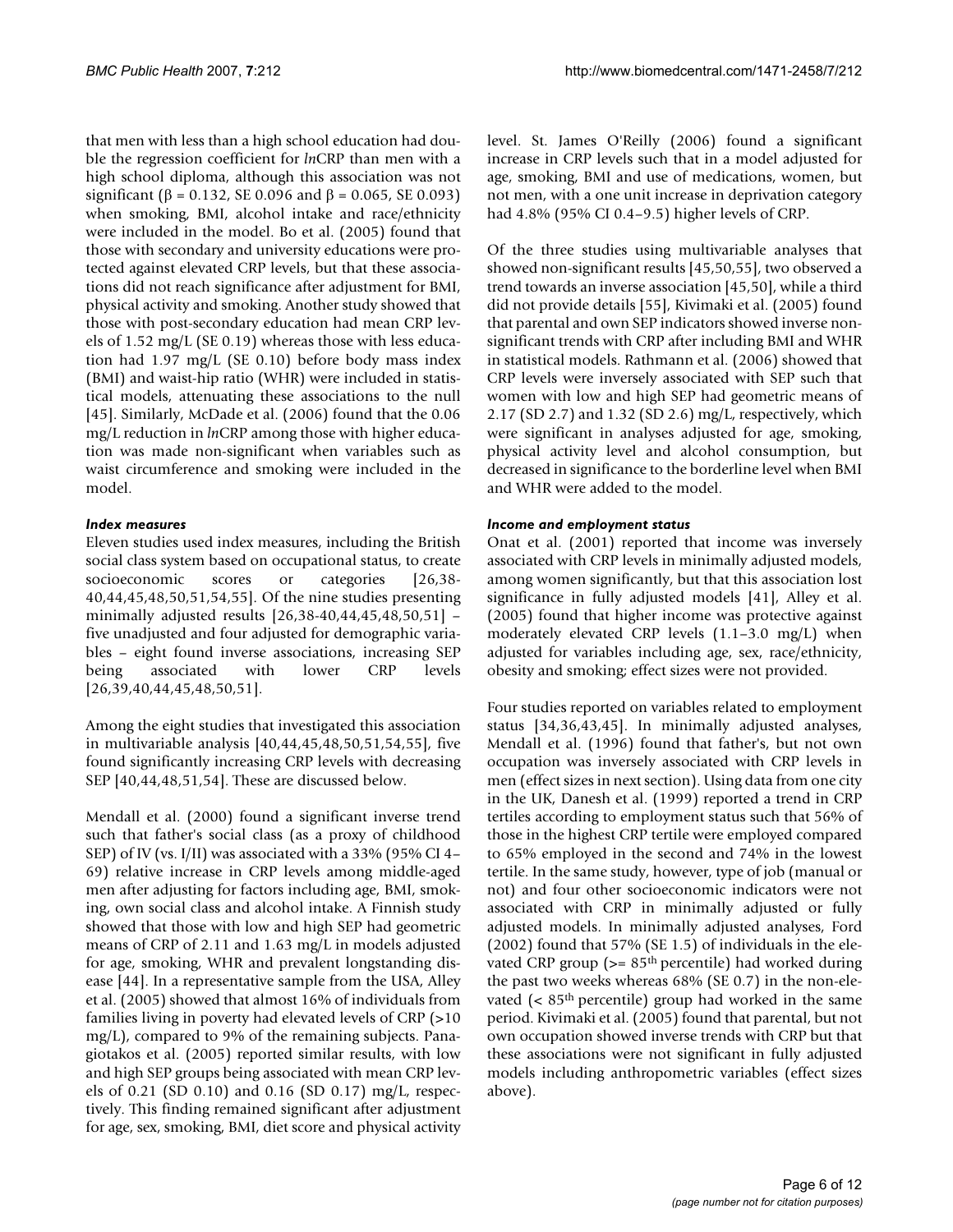that men with less than a high school education had double the regression coefficient for *ln*CRP than men with a high school diploma, although this association was not significant ($\beta = 0.132$, SE 0.096 and $\beta = 0.065$, SE 0.093) when smoking, BMI, alcohol intake and race/ethnicity were included in the model. Bo et al. (2005) found that those with secondary and university educations were protected against elevated CRP levels, but that these associations did not reach significance after adjustment for BMI, physical activity and smoking. Another study showed that those with post-secondary education had mean CRP levels of 1.52 mg/L (SE 0.19) whereas those with less education had 1.97 mg/L (SE 0.10) before body mass index (BMI) and waist-hip ratio (WHR) were included in statistical models, attenuating these associations to the null [45]. Similarly, McDade et al. (2006) found that the 0.06 mg/L reduction in *ln*CRP among those with higher education was made non-significant when variables such as waist circumference and smoking were included in the model.

#### *Index measures*

Eleven studies used index measures, including the British social class system based on occupational status, to create socioeconomic scores or categories [26,38-40,44,45,48,50,51,54,55]. Of the nine studies presenting minimally adjusted results [26,38-40,44,45,48,50,51] – five unadjusted and four adjusted for demographic variables – eight found inverse associations, increasing SEP being associated with lower CRP levels [26,39,40,44,45,48,50,51].

Among the eight studies that investigated this association in multivariable analysis [40,44,45,48,50,51,54,55], five found significantly increasing CRP levels with decreasing SEP [40,44,48,51,54]. These are discussed below.

Mendall et al. (2000) found a significant inverse trend such that father's social class (as a proxy of childhood SEP) of IV (vs. I/II) was associated with a 33% (95% CI 4–69) relative increase in CRP levels among middle-aged men after adjusting for factors including age, BMI, smoking, own social class and alcohol intake. A Finnish study showed that those with low and high SEP had geometric means of CRP of 2.11 and 1.63 mg/L in models adjusted for age, smoking, WHR and prevalent longstanding disease [44]. In a representative sample from the USA, Alley et al. (2005) showed that almost 16% of individuals from families living in poverty had elevated levels of CRP (>10 mg/L), compared to 9% of the remaining subjects. Panagiotakos et al. (2005) reported similar results, with low and high SEP groups being associated with mean CRP levels of 0.21 (SD 0.10) and 0.16 (SD 0.17) mg/L, respectively. This finding remained significant after adjustment for age, sex, smoking, BMI, diet score and physical activity level. St. James O'Reilly (2006) found a significant increase in CRP levels such that in a model adjusted for age, smoking, BMI and use of medications, women, but not men, with a one unit increase in deprivation category had 4.8% (95% CI 0.4–9.5) higher levels of CRP.

Of the three studies using multivariable analyses that showed non-significant results [45,50,55], two observed a trend towards an inverse association [45,50], while a third did not provide details [55], Kivimaki et al. (2005) found that parental and own SEP indicators showed inverse non-significant trends with CRP after including BMI and WHR in statistical models. Rathmann et al. (2006) showed that CRP levels were inversely associated with SEP such that women with low and high SEP had geometric means of 2.17 (SD 2.7) and 1.32 (SD 2.6) mg/L, respectively, which were significant in analyses adjusted for age, smoking, physical activity level and alcohol consumption, but decreased in significance to the borderline level when BMI and WHR were added to the model.

#### *Income and employment status*

Onat et al. (2001) reported that income was inversely associated with CRP levels in minimally adjusted models, among women significantly, but that this association lost significance in fully adjusted models [41], Alley et al. (2005) found that higher income was protective against moderately elevated CRP levels (1.1–3.0 mg/L) when adjusted for variables including age, sex, race/ethnicity, obesity and smoking; effect sizes were not provided.

Four studies reported on variables related to employment status [34,36,43,45]. In minimally adjusted analyses, Mendall et al. (1996) found that father's, but not own occupation was inversely associated with CRP levels in men (effect sizes in next section). Using data from one city in the UK, Danesh et al. (1999) reported a trend in CRP tertiles according to employment status such that 56% of those in the highest CRP tertile were employed compared to 65% employed in the second and 74% in the lowest tertile. In the same study, however, type of job (manual or not) and four other socioeconomic indicators were not associated with CRP in minimally adjusted or fully adjusted models. In minimally adjusted analyses, Ford (2002) found that 57% (SE 1.5) of individuals in the elevated CRP group (>= 85th percentile) had worked during the past two weeks whereas 68% (SE 0.7) in the non-elevated (< 85th percentile) group had worked in the same period. Kivimaki et al. (2005) found that parental, but not own occupation showed inverse trends with CRP but that these associations were not significant in fully adjusted models including anthropometric variables (effect sizes above).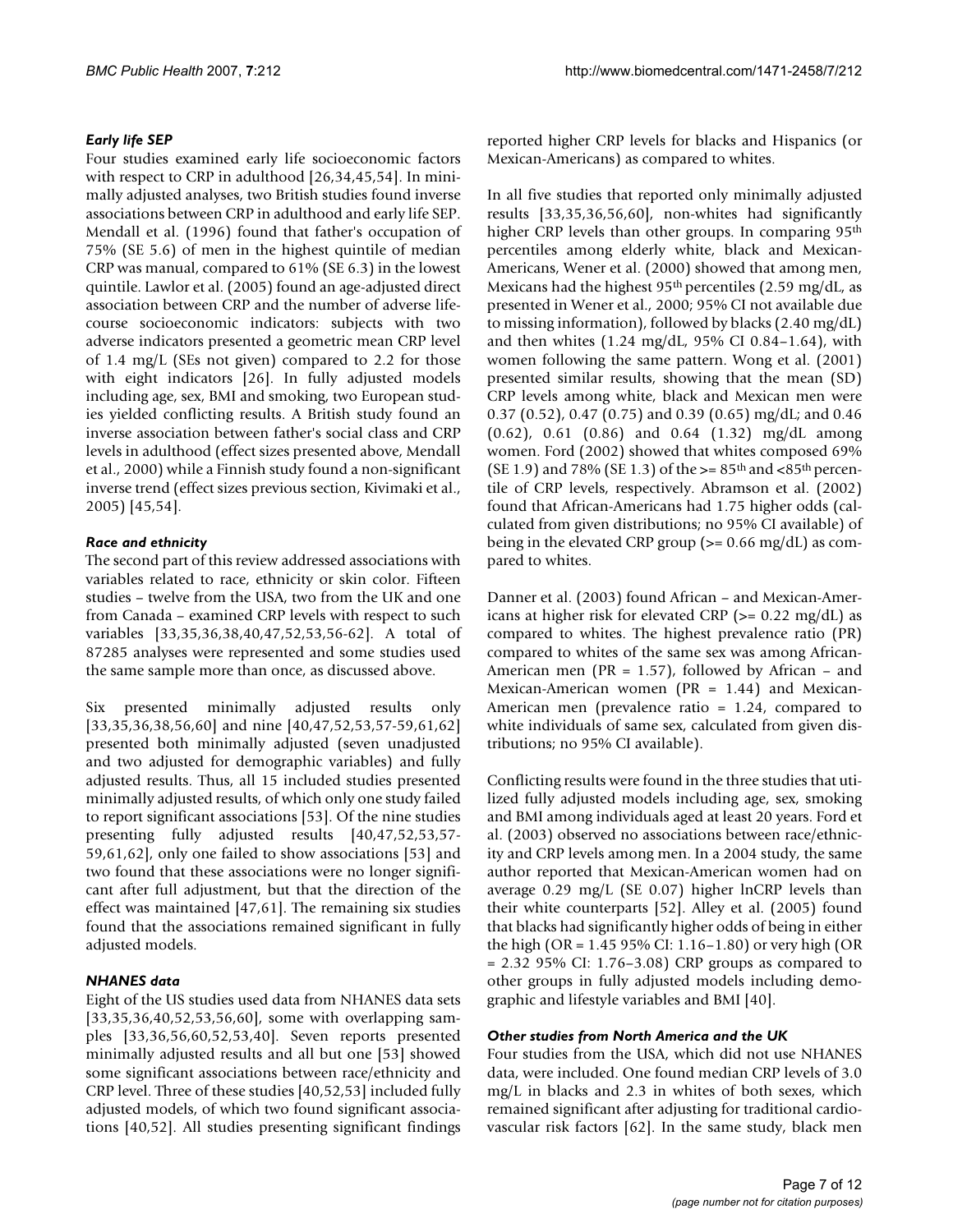### *Early life SEP*

Four studies examined early life socioeconomic factors with respect to CRP in adulthood [26,34,45,54]. In minimally adjusted analyses, two British studies found inverse associations between CRP in adulthood and early life SEP. Mendall et al. (1996) found that father's occupation of 75% (SE 5.6) of men in the highest quintile of median CRP was manual, compared to 61% (SE 6.3) in the lowest quintile. Lawlor et al. (2005) found an age-adjusted direct association between CRP and the number of adverse lifecourse socioeconomic indicators: subjects with two adverse indicators presented a geometric mean CRP level of 1.4 mg/L (SEs not given) compared to 2.2 for those with eight indicators [26]. In fully adjusted models including age, sex, BMI and smoking, two European studies yielded conflicting results. A British study found an inverse association between father's social class and CRP levels in adulthood (effect sizes presented above, Mendall et al., 2000) while a Finnish study found a non-significant inverse trend (effect sizes previous section, Kivimaki et al., 2005) [45,54].

### *Race and ethnicity*

The second part of this review addressed associations with variables related to race, ethnicity or skin color. Fifteen studies – twelve from the USA, two from the UK and one from Canada – examined CRP levels with respect to such variables [33,35,36,38,40,47,52,53,56-62]. A total of 87285 analyses were represented and some studies used the same sample more than once, as discussed above.

Six presented minimally adjusted results only [33,35,36,38,56,60] and nine [40,47,52,53,57-59,61,62] presented both minimally adjusted (seven unadjusted and two adjusted for demographic variables) and fully adjusted results. Thus, all 15 included studies presented minimally adjusted results, of which only one study failed to report significant associations [53]. Of the nine studies presenting fully adjusted results [40,47,52,53,57-59,61,62], only one failed to show associations [53] and two found that these associations were no longer significant after full adjustment, but that the direction of the effect was maintained [47,61]. The remaining six studies found that the associations remained significant in fully adjusted models.

### *NHANES data*

Eight of the US studies used data from NHANES data sets [33,35,36,40,52,53,56,60], some with overlapping samples [33,36,56,60,52,53,40]. Seven reports presented minimally adjusted results and all but one [53] showed some significant associations between race/ethnicity and CRP level. Three of these studies [40,52,53] included fully adjusted models, of which two found significant associations [40,52]. All studies presenting significant findings reported higher CRP levels for blacks and Hispanics (or Mexican-Americans) as compared to whites.

In all five studies that reported only minimally adjusted results [33,35,36,56,60], non-whites had significantly higher CRP levels than other groups. In comparing 95th percentiles among elderly white, black and Mexican-Americans, Wener et al. (2000) showed that among men, Mexicans had the highest 95th percentiles (2.59 mg/dL, as presented in Wener et al., 2000; 95% CI not available due to missing information), followed by blacks (2.40 mg/dL) and then whites (1.24 mg/dL, 95% CI 0.84–1.64), with women following the same pattern. Wong et al. (2001) presented similar results, showing that the mean (SD) CRP levels among white, black and Mexican men were 0.37 (0.52), 0.47 (0.75) and 0.39 (0.65) mg/dL; and 0.46 (0.62), 0.61 (0.86) and 0.64 (1.32) mg/dL among women. Ford (2002) showed that whites composed 69% (SE 1.9) and 78% (SE 1.3) of the >= 85th and <85th percentile of CRP levels, respectively. Abramson et al. (2002) found that African-Americans had 1.75 higher odds (calculated from given distributions; no 95% CI available) of being in the elevated CRP group (>= 0.66 mg/dL) as compared to whites.

Danner et al. (2003) found African – and Mexican-Americans at higher risk for elevated CRP (>= 0.22 mg/dL) as compared to whites. The highest prevalence ratio (PR) compared to whites of the same sex was among African-American men (PR = 1.57), followed by African – and Mexican-American women (PR = 1.44) and Mexican-American men (prevalence ratio = 1.24, compared to white individuals of same sex, calculated from given distributions; no 95% CI available).

Conflicting results were found in the three studies that utilized fully adjusted models including age, sex, smoking and BMI among individuals aged at least 20 years. Ford et al. (2003) observed no associations between race/ethnicity and CRP levels among men. In a 2004 study, the same author reported that Mexican-American women had on average 0.29 mg/L (SE 0.07) higher lnCRP levels than their white counterparts [52]. Alley et al. (2005) found that blacks had significantly higher odds of being in either the high (OR = 1.45 95% CI: 1.16–1.80) or very high (OR = 2.32 95% CI: 1.76–3.08) CRP groups as compared to other groups in fully adjusted models including demographic and lifestyle variables and BMI [40].

### *Other studies from North America and the UK*

Four studies from the USA, which did not use NHANES data, were included. One found median CRP levels of 3.0 mg/L in blacks and 2.3 in whites of both sexes, which remained significant after adjusting for traditional cardiovascular risk factors [62]. In the same study, black men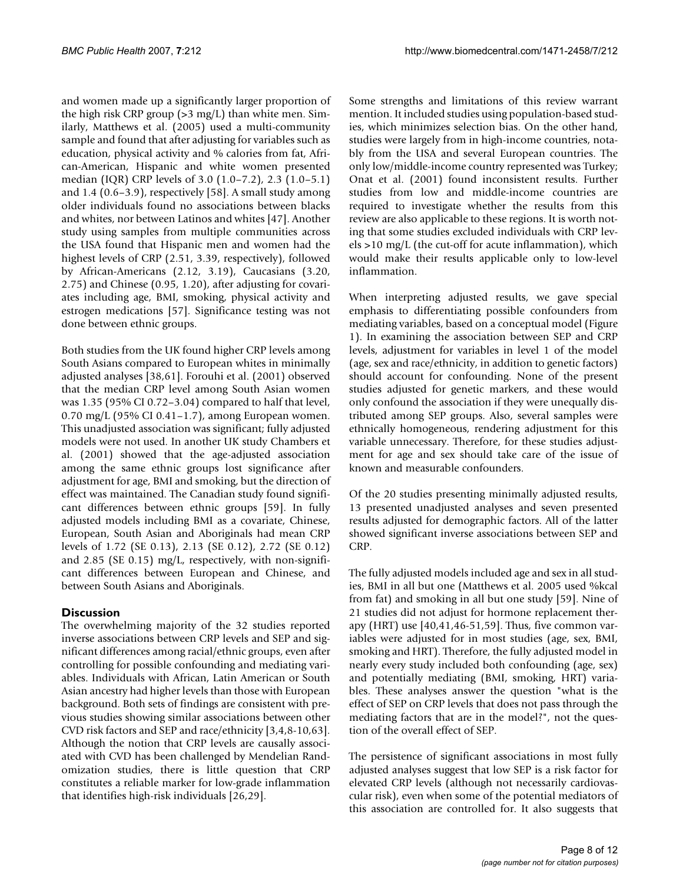and women made up a significantly larger proportion of the high risk CRP group (>3 mg/L) than white men. Similarly, Matthews et al. (2005) used a multi-community sample and found that after adjusting for variables such as education, physical activity and % calories from fat, African-American, Hispanic and white women presented median (IQR) CRP levels of 3.0 (1.0–7.2), 2.3 (1.0–5.1) and 1.4 (0.6–3.9), respectively [58]. A small study among older individuals found no associations between blacks and whites, nor between Latinos and whites [47]. Another study using samples from multiple communities across the USA found that Hispanic men and women had the highest levels of CRP (2.51, 3.39, respectively), followed by African-Americans (2.12, 3.19), Caucasians (3.20, 2.75) and Chinese (0.95, 1.20), after adjusting for covariates including age, BMI, smoking, physical activity and estrogen medications [57]. Significance testing was not done between ethnic groups.

Both studies from the UK found higher CRP levels among South Asians compared to European whites in minimally adjusted analyses [38,61]. Forouhi et al. (2001) observed that the median CRP level among South Asian women was 1.35 (95% CI 0.72–3.04) compared to half that level, 0.70 mg/L (95% CI 0.41–1.7), among European women. This unadjusted association was significant; fully adjusted models were not used. In another UK study Chambers et al. (2001) showed that the age-adjusted association among the same ethnic groups lost significance after adjustment for age, BMI and smoking, but the direction of effect was maintained. The Canadian study found significant differences between ethnic groups [59]. In fully adjusted models including BMI as a covariate, Chinese, European, South Asian and Aboriginals had mean CRP levels of 1.72 (SE 0.13), 2.13 (SE 0.12), 2.72 (SE 0.12) and 2.85 (SE 0.15) mg/L, respectively, with non-significant differences between European and Chinese, and between South Asians and Aboriginals.

## Discussion

The overwhelming majority of the 32 studies reported inverse associations between CRP levels and SEP and significant differences among racial/ethnic groups, even after controlling for possible confounding and mediating variables. Individuals with African, Latin American or South Asian ancestry had higher levels than those with European background. Both sets of findings are consistent with previous studies showing similar associations between other CVD risk factors and SEP and race/ethnicity [3,4,8-10,63]. Although the notion that CRP levels are causally associated with CVD has been challenged by Mendelian Randomization studies, there is little question that CRP constitutes a reliable marker for low-grade inflammation that identifies high-risk individuals [26,29].

Some strengths and limitations of this review warrant mention. It included studies using population-based studies, which minimizes selection bias. On the other hand, studies were largely from in high-income countries, notably from the USA and several European countries. The only low/middle-income country represented was Turkey; Onat et al. (2001) found inconsistent results. Further studies from low and middle-income countries are required to investigate whether the results from this review are also applicable to these regions. It is worth noting that some studies excluded individuals with CRP levels >10 mg/L (the cut-off for acute inflammation), which would make their results applicable only to low-level inflammation.

When interpreting adjusted results, we gave special emphasis to differentiating possible confounders from mediating variables, based on a conceptual model (Figure 1). In examining the association between SEP and CRP levels, adjustment for variables in level 1 of the model (age, sex and race/ethnicity, in addition to genetic factors) should account for confounding. None of the present studies adjusted for genetic markers, and these would only confound the association if they were unequally distributed among SEP groups. Also, several samples were ethnically homogeneous, rendering adjustment for this variable unnecessary. Therefore, for these studies adjustment for age and sex should take care of the issue of known and measurable confounders.

Of the 20 studies presenting minimally adjusted results, 13 presented unadjusted analyses and seven presented results adjusted for demographic factors. All of the latter showed significant inverse associations between SEP and CRP.

The fully adjusted models included age and sex in all studies, BMI in all but one (Matthews et al. 2005 used %kcal from fat) and smoking in all but one study [59]. Nine of 21 studies did not adjust for hormone replacement therapy (HRT) use [40,41,46-51,59]. Thus, five common variables were adjusted for in most studies (age, sex, BMI, smoking and HRT). Therefore, the fully adjusted model in nearly every study included both confounding (age, sex) and potentially mediating (BMI, smoking, HRT) variables. These analyses answer the question "what is the effect of SEP on CRP levels that does not pass through the mediating factors that are in the model?", not the question of the overall effect of SEP.

The persistence of significant associations in most fully adjusted analyses suggest that low SEP is a risk factor for elevated CRP levels (although not necessarily cardiovascular risk), even when some of the potential mediators of this association are controlled for. It also suggests that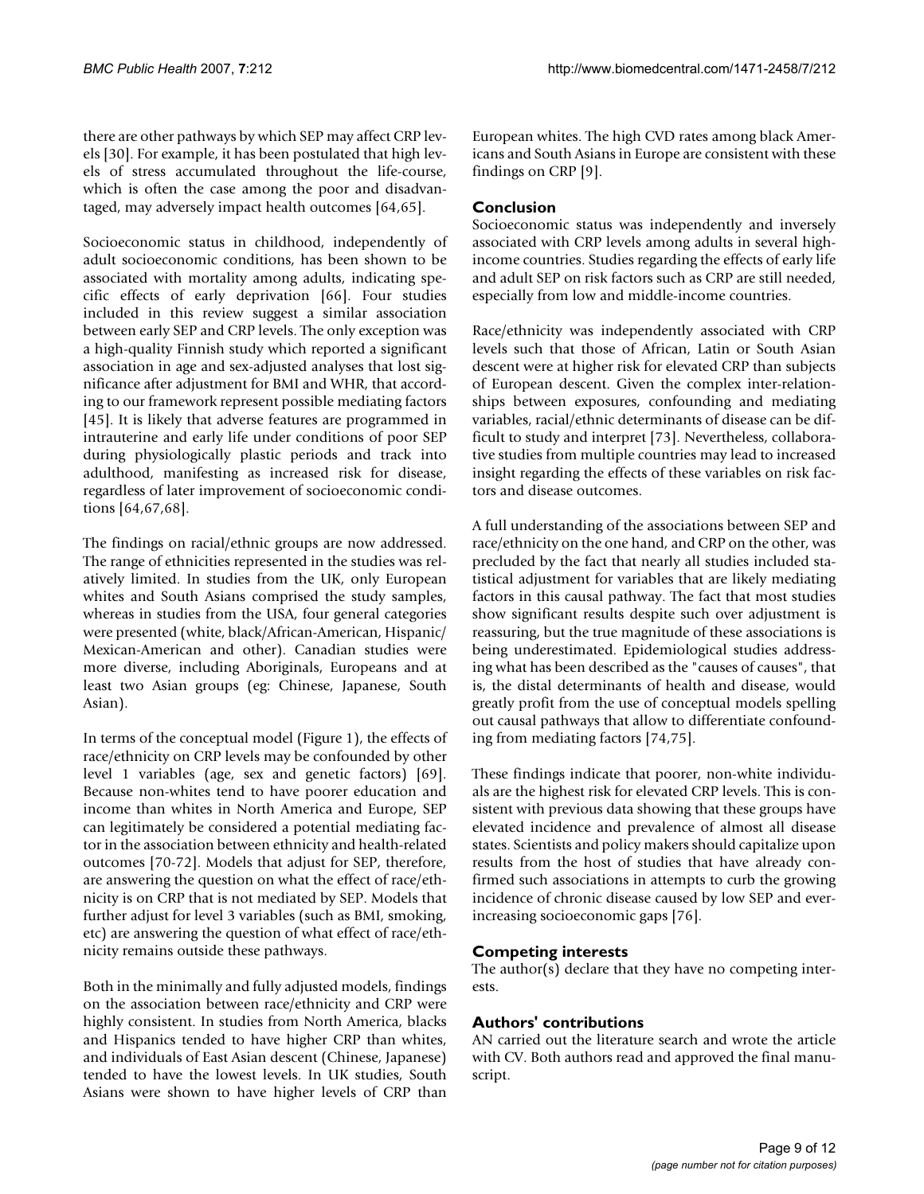there are other pathways by which SEP may affect CRP levels [30]. For example, it has been postulated that high levels of stress accumulated throughout the life-course, which is often the case among the poor and disadvantaged, may adversely impact health outcomes [64,65].

Socioeconomic status in childhood, independently of adult socioeconomic conditions, has been shown to be associated with mortality among adults, indicating specific effects of early deprivation [66]. Four studies included in this review suggest a similar association between early SEP and CRP levels. The only exception was a high-quality Finnish study which reported a significant association in age and sex-adjusted analyses that lost significance after adjustment for BMI and WHR, that according to our framework represent possible mediating factors [45]. It is likely that adverse features are programmed in intrauterine and early life under conditions of poor SEP during physiologically plastic periods and track into adulthood, manifesting as increased risk for disease, regardless of later improvement of socioeconomic conditions [64,67,68].

The findings on racial/ethnic groups are now addressed. The range of ethnicities represented in the studies was relatively limited. In studies from the UK, only European whites and South Asians comprised the study samples, whereas in studies from the USA, four general categories were presented (white, black/African-American, Hispanic/Mexican-American and other). Canadian studies were more diverse, including Aboriginals, Europeans and at least two Asian groups (eg: Chinese, Japanese, South Asian).

In terms of the conceptual model (Figure 1), the effects of race/ethnicity on CRP levels may be confounded by other level 1 variables (age, sex and genetic factors) [69]. Because non-whites tend to have poorer education and income than whites in North America and Europe, SEP can legitimately be considered a potential mediating factor in the association between ethnicity and health-related outcomes [70-72]. Models that adjust for SEP, therefore, are answering the question on what the effect of race/ethnicity is on CRP that is not mediated by SEP. Models that further adjust for level 3 variables (such as BMI, smoking, etc) are answering the question of what effect of race/ethnicity remains outside these pathways.

Both in the minimally and fully adjusted models, findings on the association between race/ethnicity and CRP were highly consistent. In studies from North America, blacks and Hispanics tended to have higher CRP than whites, and individuals of East Asian descent (Chinese, Japanese) tended to have the lowest levels. In UK studies, South Asians were shown to have higher levels of CRP than European whites. The high CVD rates among black Americans and South Asians in Europe are consistent with these findings on CRP [9].

## Conclusion

Socioeconomic status was independently and inversely associated with CRP levels among adults in several high-income countries. Studies regarding the effects of early life and adult SEP on risk factors such as CRP are still needed, especially from low and middle-income countries.

Race/ethnicity was independently associated with CRP levels such that those of African, Latin or South Asian descent were at higher risk for elevated CRP than subjects of European descent. Given the complex inter-relationships between exposures, confounding and mediating variables, racial/ethnic determinants of disease can be difficult to study and interpret [73]. Nevertheless, collaborative studies from multiple countries may lead to increased insight regarding the effects of these variables on risk factors and disease outcomes.

A full understanding of the associations between SEP and race/ethnicity on the one hand, and CRP on the other, was precluded by the fact that nearly all studies included statistical adjustment for variables that are likely mediating factors in this causal pathway. The fact that most studies show significant results despite such over adjustment is reassuring, but the true magnitude of these associations is being underestimated. Epidemiological studies addressing what has been described as the "causes of causes", that is, the distal determinants of health and disease, would greatly profit from the use of conceptual models spelling out causal pathways that allow to differentiate confounding from mediating factors [74,75].

These findings indicate that poorer, non-white individuals are the highest risk for elevated CRP levels. This is consistent with previous data showing that these groups have elevated incidence and prevalence of almost all disease states. Scientists and policy makers should capitalize upon results from the host of studies that have already confirmed such associations in attempts to curb the growing incidence of chronic disease caused by low SEP and ever-increasing socioeconomic gaps [76].

## Competing interests

The author(s) declare that they have no competing interests.

## Authors' contributions

AN carried out the literature search and wrote the article with CV. Both authors read and approved the final manuscript.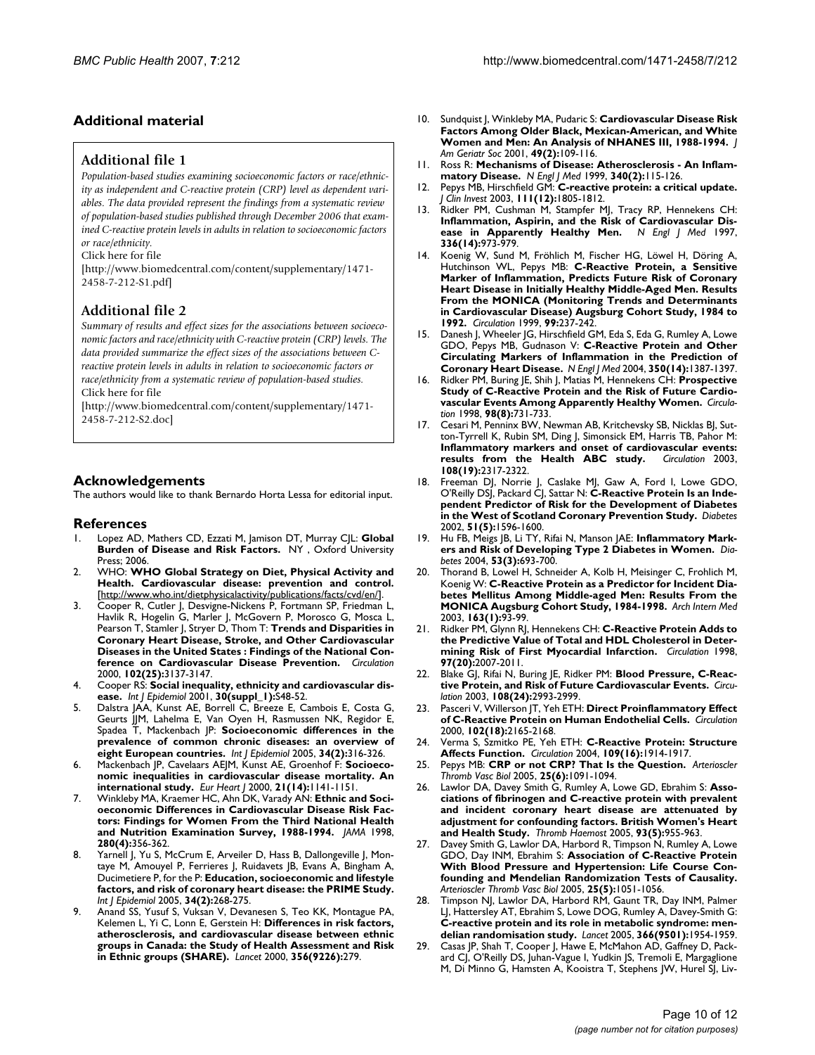## Additional material

### Additional file 1

*Population-based studies examining socioeconomic factors or race/ethnicity as independent and C-reactive protein (CRP) level as dependent variables. The data provided represent the findings from a systematic review of population-based studies published through December 2006 that examined C-reactive protein levels in adults in relation to socioeconomic factors or race/ethnicity.*

Click here for file

[http://www.biomedcentral.com/content/supplementary/1471-2458-7-212-S1.pdf]

### Additional file 2

*Summary of results and effect sizes for the associations between socioeconomic factors and race/ethnicity with C-reactive protein (CRP) levels. The data provided summarize the effect sizes of the associations between C-reactive protein levels in adults in relation to socioeconomic factors or race/ethnicity from a systematic review of population-based studies.*

Click here for file

[http://www.biomedcentral.com/content/supplementary/1471-2458-7-212-S2.doc]

## Acknowledgements

The authors would like to thank Bernardo Horta Lessa for editorial input.

## References

1. Lopez AD, Mathers CD, Ezzati M, Jamison DT, Murray CJL: **Global Burden of Disease and Risk Factors.** NY , Oxford University Press; 2006.
2. WHO: **WHO Global Strategy on Diet, Physical Activity and Health. Cardiovascular disease: prevention and control.** [http://www.who.int/dietphysicalactivity/publications/facts/cvd/en/].
3. Cooper R, Cutler J, Desvigne-Nickens P, Fortmann SP, Friedman L, Havlik R, Hogelin G, Marler J, McGovern P, Morosco G, Mosca L, Pearson T, Stamler J, Stryer D, Thom T: **Trends and Disparities in Coronary Heart Disease, Stroke, and Other Cardiovascular Diseases in the United States : Findings of the National Conference on Cardiovascular Disease Prevention.** *Circulation* 2000, **102(25):**3137-3147.
4. Cooper RS: **Social inequality, ethnicity and cardiovascular disease.** *Int J Epidemiol* 2001, **30(suppl_1):**S48-52.
5. Dalstra JAA, Kunst AE, Borrell C, Breeze E, Cambois E, Costa G, Geurts JJM, Lahelma E, Van Oyen H, Rasmussen NK, Regidor E, Spadea T, Mackenbach JP: **Socioeconomic differences in the prevalence of common chronic diseases: an overview of eight European countries.** *Int J Epidemiol* 2005, **34(2):**316-326.
6. Mackenbach JP, Cavelaars AEJM, Kunst AE, Groenhof F: **Socioeconomic inequalities in cardiovascular disease mortality. An international study.** *Eur Heart J* 2000, **21(14):**1141-1151.
7. Winkleby MA, Kraemer HC, Ahn DK, Varady AN: **Ethnic and Socioeconomic Differences in Cardiovascular Disease Risk Factors: Findings for Women From the Third National Health and Nutrition Examination Survey, 1988-1994.** *JAMA* 1998, **280(4):**356-362.
8. Yarnell J, Yu S, McCrum E, Arveiler D, Hass B, Dallongeville J, Montaye M, Amouyel P, Ferrieres J, Ruidavets JB, Evans A, Bingham A, Ducimetiere P, for the P: **Education, socioeconomic and lifestyle factors, and risk of coronary heart disease: the PRIME Study.** *Int J Epidemiol* 2005, **34(2):**268-275.
9. Anand SS, Yusuf S, Vuksan V, Devanesen S, Teo KK, Montague PA, Kelemen L, Yi C, Lonn E, Gerstein H: **Differences in risk factors, atherosclerosis, and cardiovascular disease between ethnic groups in Canada: the Study of Health Assessment and Risk in Ethnic groups (SHARE).** *Lancet* 2000, **356(9226):**279.
10. Sundquist J, Winkleby MA, Pudaric S: **Cardiovascular Disease Risk Factors Among Older Black, Mexican-American, and White Women and Men: An Analysis of NHANES III, 1988-1994.** *J Am Geriatr Soc* 2001, **49(2):**109-116.
11. Ross R: **Mechanisms of Disease: Atherosclerosis - An Inflammatory Disease.** *N Engl J Med* 1999, **340(2):**115-126.
12. Pepys MB, Hirschfield GM: **C-reactive protein: a critical update.** *J Clin Invest* 2003, **111(12):**1805-1812.
13. Ridker PM, Cushman M, Stampfer MJ, Tracy RP, Hennekens CH: **Inflammation, Aspirin, and the Risk of Cardiovascular Disease in Apparently Healthy Men.** *N Engl J Med* 1997, **336(14):**973-979.
14. Koenig W, Sund M, Fröhlich M, Fischer HG, Löwel H, Döring A, Hutchinson WL, Pepys MB: **C-Reactive Protein, a Sensitive Marker of Inflammation, Predicts Future Risk of Coronary Heart Disease in Initially Healthy Middle-Aged Men. Results From the MONICA (Monitoring Trends and Determinants in Cardiovascular Disease) Augsburg Cohort Study, 1984 to 1992.** *Circulation* 1999, **99:**237-242.
15. Danesh J, Wheeler JG, Hirschfield GM, Eda S, Eda G, Rumley A, Lowe GDO, Pepys MB, Gudnason V: **C-Reactive Protein and Other Circulating Markers of Inflammation in the Prediction of Coronary Heart Disease.** *N Engl J Med* 2004, **350(14):**1387-1397.
16. Ridker PM, Buring JE, Shih J, Matias M, Hennekens CH: **Prospective Study of C-Reactive Protein and the Risk of Future Cardiovascular Events Among Apparently Healthy Women.** *Circulation* 1998, **98(8):**731-733.
17. Cesari M, Penninx BW, Newman AB, Kritchevsky SB, Nicklas BJ, Sutton-Tyrrell K, Rubin SM, Ding J, Simonsick EM, Harris TB, Pahor M: **Inflammatory markers and onset of cardiovascular events: results from the Health ABC study.** *Circulation* 2003, **108(19):**2317-2322.
18. Freeman DJ, Norrie J, Caslake MJ, Gaw A, Ford I, Lowe GDO, O'Reilly DSJ, Packard CJ, Sattar N: **C-Reactive Protein Is an Independent Predictor of Risk for the Development of Diabetes in the West of Scotland Coronary Prevention Study.** *Diabetes* 2002, **51(5):**1596-1600.
19. Hu FB, Meigs JB, Li TY, Rifai N, Manson JAE: **Inflammatory Markers and Risk of Developing Type 2 Diabetes in Women.** *Diabetes* 2004, **53(3):**693-700.
20. Thorand B, Lowel H, Schneider A, Kolb H, Meisinger C, Frohlich M, Koenig W: **C-Reactive Protein as a Predictor for Incident Diabetes Mellitus Among Middle-aged Men: Results From the MONICA Augsburg Cohort Study, 1984-1998.** *Arch Intern Med* 2003, **163(1):**93-99.
21. Ridker PM, Glynn RJ, Hennekens CH: **C-Reactive Protein Adds to the Predictive Value of Total and HDL Cholesterol in Determining Risk of First Myocardial Infarction.** *Circulation* 1998, **97(20):**2007-2011.
22. Blake GJ, Rifai N, Buring JE, Ridker PM: **Blood Pressure, C-Reactive Protein, and Risk of Future Cardiovascular Events.** *Circulation* 2003, **108(24):**2993-2999.
23. Pasceri V, Willerson JT, Yeh ETH: **Direct Proinflammatory Effect of C-Reactive Protein on Human Endothelial Cells.** *Circulation* 2000, **102(18):**2165-2168.
24. Verma S, Szmitko PE, Yeh ETH: **C-Reactive Protein: Structure Affects Function.** *Circulation* 2004, **109(16):**1914-1917.
25. Pepys MB: **CRP or not CRP? That Is the Question.** *Arterioscler Thromb Vasc Biol* 2005, **25(6):**1091-1094.
26. Lawlor DA, Davey Smith G, Rumley A, Lowe GD, Ebrahim S: **Associations of fibrinogen and C-reactive protein with prevalent and incident coronary heart disease are attenuated by adjustment for confounding factors. British Women's Heart and Health Study.** *Thromb Haemost* 2005, **93(5):**955-963.
27. Davey Smith G, Lawlor DA, Harbord R, Timpson N, Rumley A, Lowe GDO, Day INM, Ebrahim S: **Association of C-Reactive Protein With Blood Pressure and Hypertension: Life Course Confounding and Mendelian Randomization Tests of Causality.** *Arterioscler Thromb Vasc Biol* 2005, **25(5):**1051-1056.
28. Timpson NJ, Lawlor DA, Harbord RM, Gaunt TR, Day INM, Palmer LJ, Hattersley AT, Ebrahim S, Lowe DOG, Rumley A, Davey-Smith G: **C-reactive protein and its role in metabolic syndrome: mendelian randomisation study.** *Lancet* 2005, **366(9501):**1954-1959.
29. Casas JP, Shah T, Cooper J, Hawe E, McMahon AD, Gaffney D, Packard CJ, O'Reilly DS, Juhan-Vague I, Yudkin JS, Tremoli E, Margaglione M, Di Minno G, Hamsten A, Kooistra T, Stephens JW, Hurel SJ, Liv-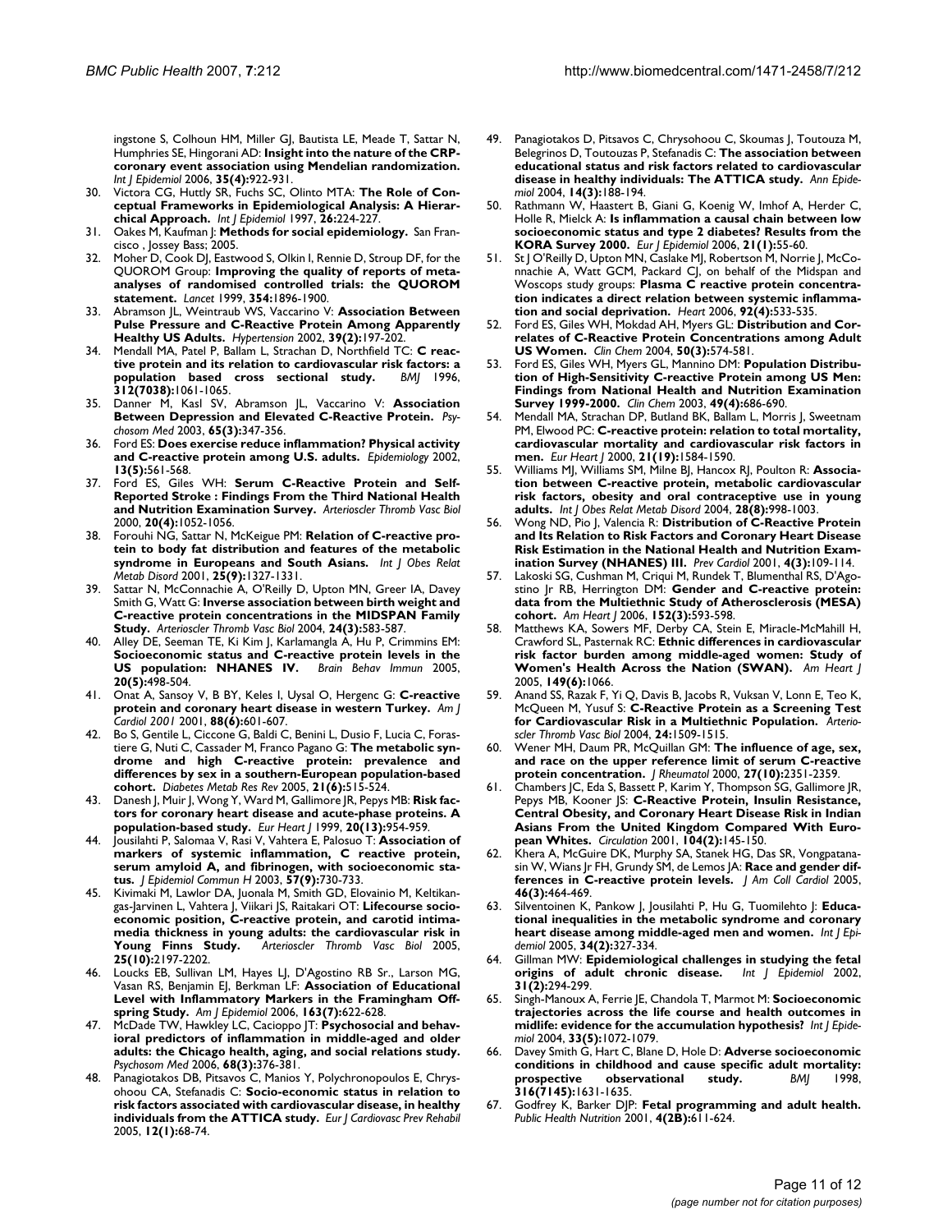ingstone S, Colhoun HM, Miller GJ, Bautista LE, Meade T, Sattar N, Humphries SE, Hingorani AD: **Insight into the nature of the CRP-coronary event association using Mendelian randomization.** *Int J Epidemiol* 2006, **35(4):**922-931.

30. Victora CG, Huttly SR, Fuchs SC, Olinto MTA: **The Role of Conceptual Frameworks in Epidemiological Analysis: A Hierarchical Approach.** *Int J Epidemiol* 1997, **26:**224-227.
31. Oakes M, Kaufman J: **Methods for social epidemiology.** San Francisco , Jossey Bass; 2005.
32. Moher D, Cook DJ, Eastwood S, Olkin I, Rennie D, Stroup DF, for the QUOROM Group: **Improving the quality of reports of meta-analyses of randomised controlled trials: the QUOROM statement.** *Lancet* 1999, **354:**1896-1900.
33. Abramson JL, Weintraub WS, Vaccarino V: **Association Between Pulse Pressure and C-Reactive Protein Among Apparently Healthy US Adults.** *Hypertension* 2002, **39(2):**197-202.
34. Mendall MA, Patel P, Ballam L, Strachan D, Northfield TC: **C reactive protein and its relation to cardiovascular risk factors: a population based cross sectional study.** *BMJ* 1996, **312(7038):**1061-1065.
35. Danner M, Kasl SV, Abramson JL, Vaccarino V: **Association Between Depression and Elevated C-Reactive Protein.** *Psychosom Med* 2003, **65(3):**347-356.
36. Ford ES: **Does exercise reduce inflammation? Physical activity and C-reactive protein among U.S. adults.** *Epidemiology* 2002, **13(5):**561-568.
37. Ford ES, Giles WH: **Serum C-Reactive Protein and Self-Reported Stroke : Findings From the Third National Health and Nutrition Examination Survey.** *Arterioscler Thromb Vasc Biol* 2000, **20(4):**1052-1056.
38. Forouhi NG, Sattar N, McKeigue PM: **Relation of C-reactive protein to body fat distribution and features of the metabolic syndrome in Europeans and South Asians.** *Int J Obes Relat Metab Disord* 2001, **25(9):**1327-1331.
39. Sattar N, McConnachie A, O'Reilly D, Upton MN, Greer IA, Davey Smith G, Watt G: **Inverse association between birth weight and C-reactive protein concentrations in the MIDSPAN Family Study.** *Arterioscler Thromb Vasc Biol* 2004, **24(3):**583-587.
40. Alley DE, Seeman TE, Ki Kim J, Karlamangla A, Hu P, Crimmins EM: **Socioeconomic status and C-reactive protein levels in the US population: NHANES IV.** *Brain Behav Immun* 2005, **20(5):**498-504.
41. Onat A, Sansoy V, B BY, Keles I, Uysal O, Hergenc G: **C-reactive protein and coronary heart disease in western Turkey.** *Am J Cardiol 2001* 2001, **88(6):**601-607.
42. Bo S, Gentile L, Ciccone G, Baldi C, Benini L, Dusio F, Lucia C, Forastiere G, Nuti C, Cassader M, Franco Pagano G: **The metabolic syndrome and high C-reactive protein: prevalence and differences by sex in a southern-European population-based cohort.** *Diabetes Metab Res Rev* 2005, **21(6):**515-524.
43. Danesh J, Muir J, Wong Y, Ward M, Gallimore JR, Pepys MB: **Risk factors for coronary heart disease and acute-phase proteins. A population-based study.** *Eur Heart J* 1999, **20(13):**954-959.
44. Jousilahti P, Salomaa V, Rasi V, Vahtera E, Palosuo T: **Association of markers of systemic inflammation, C reactive protein, serum amyloid A, and fibrinogen, with socioeconomic status.** *J Epidemiol Commun H* 2003, **57(9):**730-733.
45. Kivimaki M, Lawlor DA, Juonala M, Smith GD, Elovainio M, Keltikangas-Jarvinen L, Vahtera J, Viikari JS, Raitakari OT: **Lifecourse socioeconomic position, C-reactive protein, and carotid intima-media thickness in young adults: the cardiovascular risk in Young Finns Study.** *Arterioscler Thromb Vasc Biol* 2005, **25(10):**2197-2202.
46. Loucks EB, Sullivan LM, Hayes LJ, D'Agostino RB Sr., Larson MG, Vasan RS, Benjamin EJ, Berkman LF: **Association of Educational Level with Inflammatory Markers in the Framingham Offspring Study.** *Am J Epidemiol* 2006, **163(7):**622-628.
47. McDade TW, Hawkley LC, Cacioppo JT: **Psychosocial and behavioral predictors of inflammation in middle-aged and older adults: the Chicago health, aging, and social relations study.** *Psychosom Med* 2006, **68(3):**376-381.
48. Panagiotakos DB, Pitsavos C, Manios Y, Polychronopoulos E, Chrysohoou CA, Stefanadis C: **Socio-economic status in relation to risk factors associated with cardiovascular disease, in healthy individuals from the ATTICA study.** *Eur J Cardiovasc Prev Rehabil* 2005, **12(1):**68-74.
49. Panagiotakos D, Pitsavos C, Chrysohoou C, Skoumas J, Toutouza M, Belegrinos D, Toutouzas P, Stefanadis C: **The association between educational status and risk factors related to cardiovascular disease in healthy individuals: The ATTICA study.** *Ann Epidemiol* 2004, **14(3):**188-194.
50. Rathmann W, Haastert B, Giani G, Koenig W, Imhof A, Herder C, Holle R, Mielck A: **Is inflammation a causal chain between low socioeconomic status and type 2 diabetes? Results from the KORA Survey 2000.** *Eur J Epidemiol* 2006, **21(1):**55-60.
51. St J O'Reilly D, Upton MN, Caslake MJ, Robertson M, Norrie J, McConnachie A, Watt GCM, Packard CJ, on behalf of the Midspan and Woscops study groups: **Plasma C reactive protein concentration indicates a direct relation between systemic inflammation and social deprivation.** *Heart* 2006, **92(4):**533-535.
52. Ford ES, Giles WH, Mokdad AH, Myers GL: **Distribution and Correlates of C-Reactive Protein Concentrations among Adult US Women.** *Clin Chem* 2004, **50(3):**574-581.
53. Ford ES, Giles WH, Myers GL, Mannino DM: **Population Distribution of High-Sensitivity C-reactive Protein among US Men: Findings from National Health and Nutrition Examination Survey 1999-2000.** *Clin Chem* 2003, **49(4):**686-690.
54. Mendall MA, Strachan DP, Butland BK, Ballam L, Morris J, Sweetnam PM, Elwood PC: **C-reactive protein: relation to total mortality, cardiovascular mortality and cardiovascular risk factors in men.** *Eur Heart J* 2000, **21(19):**1584-1590.
55. Williams MJ, Williams SM, Milne BJ, Hancox RJ, Poulton R: **Association between C-reactive protein, metabolic cardiovascular risk factors, obesity and oral contraceptive use in young adults.** *Int J Obes Relat Metab Disord* 2004, **28(8):**998-1003.
56. Wong ND, Pio J, Valencia R: **Distribution of C-Reactive Protein and Its Relation to Risk Factors and Coronary Heart Disease Risk Estimation in the National Health and Nutrition Examination Survey (NHANES) III.** *Prev Cardiol* 2001, **4(3):**109-114.
57. Lakoski SG, Cushman M, Criqui M, Rundek T, Blumenthal RS, D'Agostino Jr RB, Herrington DM: **Gender and C-reactive protein: data from the Multiethnic Study of Atherosclerosis (MESA) cohort.** *Am Heart J* 2006, **152(3):**593-598.
58. Matthews KA, Sowers MF, Derby CA, Stein E, Miracle-McMahill H, Crawford SL, Pasternak RC: **Ethnic differences in cardiovascular risk factor burden among middle-aged women: Study of Women's Health Across the Nation (SWAN).** *Am Heart J* 2005, **149(6):**1066.
59. Anand SS, Razak F, Yi Q, Davis B, Jacobs R, Vuksan V, Lonn E, Teo K, McQueen M, Yusuf S: **C-Reactive Protein as a Screening Test for Cardiovascular Risk in a Multiethnic Population.** *Arterioscler Thromb Vasc Biol* 2004, **24:**1509-1515.
60. Wener MH, Daum PR, McQuillan GM: **The influence of age, sex, and race on the upper reference limit of serum C-reactive protein concentration.** *J Rheumatol* 2000, **27(10):**2351-2359.
61. Chambers JC, Eda S, Bassett P, Karim Y, Thompson SG, Gallimore JR, Pepys MB, Kooner JS: **C-Reactive Protein, Insulin Resistance, Central Obesity, and Coronary Heart Disease Risk in Indian Asians From the United Kingdom Compared With European Whites.** *Circulation* 2001, **104(2):**145-150.
62. Khera A, McGuire DK, Murphy SA, Stanek HG, Das SR, Vongpatanasin W, Wians Jr FH, Grundy SM, de Lemos JA: **Race and gender differences in C-reactive protein levels.** *J Am Coll Cardiol* 2005, **46(3):**464-469.
63. Silventoinen K, Pankow J, Jousilahti P, Hu G, Tuomilehto J: **Educational inequalities in the metabolic syndrome and coronary heart disease among middle-aged men and women.** *Int J Epidemiol* 2005, **34(2):**327-334.
64. Gillman MW: **Epidemiological challenges in studying the fetal origins of adult chronic disease.** *Int J Epidemiol* 2002, **31(2):**294-299.
65. Singh-Manoux A, Ferrie JE, Chandola T, Marmot M: **Socioeconomic trajectories across the life course and health outcomes in midlife: evidence for the accumulation hypothesis?** *Int J Epidemiol* 2004, **33(5):**1072-1079.
66. Davey Smith G, Hart C, Blane D, Hole D: **Adverse socioeconomic conditions in childhood and cause specific adult mortality: prospective observational study.** *BMJ* 1998, **316(7145):**1631-1635.
67. Godfrey K, Barker DJP: **Fetal programming and adult health.** *Public Health Nutrition* 2001, **4(2B):**611-624.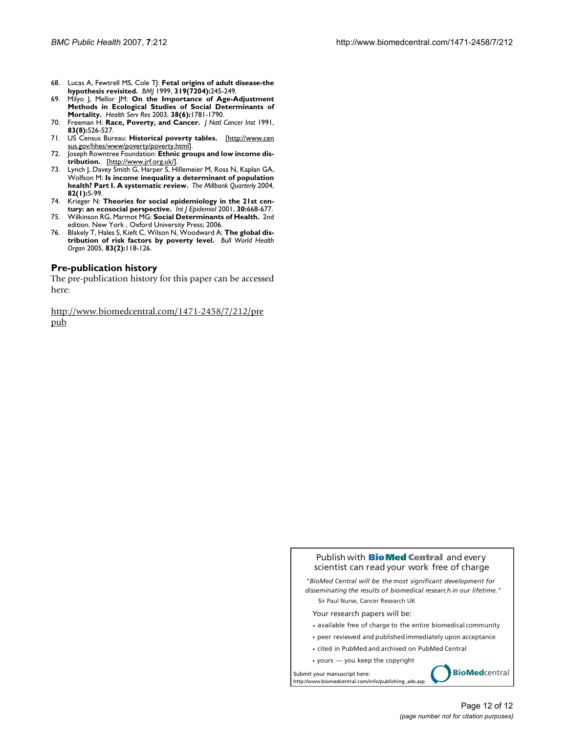68. Lucas A, Fewtrell MS, Cole TJ: **Fetal origins of adult disease-the hypothesis revisited.** *BMJ* 1999, **319(7204):**245-249.
69. Milyo J, Mellor JM: **On the Importance of Age-Adjustment Methods in Ecological Studies of Social Determinants of Mortality.** *Health Serv Res* 2003, **38(6):**1781-1790.
70. Freeman H: **Race, Poverty, and Cancer.** *J Natl Cancer Inst* 1991, **83(8):**526-527.
71. US Census Bureau: **Historical poverty tables.** [http://www.census.gov/hhes/www/poverty/poverty.html].
72. Joseph Rowntree Foundation: **Ethnic groups and low income distribution.** [http://www.jrf.org.uk/].
73. Lynch J, Davey Smith G, Harper S, Hillemeier M, Ross N, Kaplan GA, Wolfson M: **Is income inequality a determinant of population health? Part I. A systematic review.** *The Millbank Quarterly* 2004, **82(1):**5-99.
74. Krieger N: **Theories for social epidemiology in the 21st century: an ecosocial perspective.** *Int J Epidemiol* 2001, **30:**668-677.
75. Wilkinson RG, Marmot MG: **Social Determinants of Health.** 2nd edition. New York , Oxford University Press; 2006.
76. Blakely T, Hales S, Kieft C, Wilson N, Woodward A: **The global distribution of risk factors by poverty level.** *Bull World Health Organ* 2005, **83(2):**118-126.

## Pre-publication history

The pre-publication history for this paper can be accessed here:

http://www.biomedcentral.com/1471-2458/7/212/prepub

Publish with **BioMed Central** and every scientist can read your work free of charge

*"BioMed Central will be the most significant development for disseminating the results of biomedical research in our lifetime."*

Sir Paul Nurse, Cancer Research UK

Your research papers will be:

- available free of charge to the entire biomedical community
- peer reviewed and published immediately upon acceptance
- cited in PubMed and archived on PubMed Central
- yours — you keep the copyright

Submit your manuscript here:
http://www.biomedcentral.com/info/publishing_adv.asp

**BioMed**central